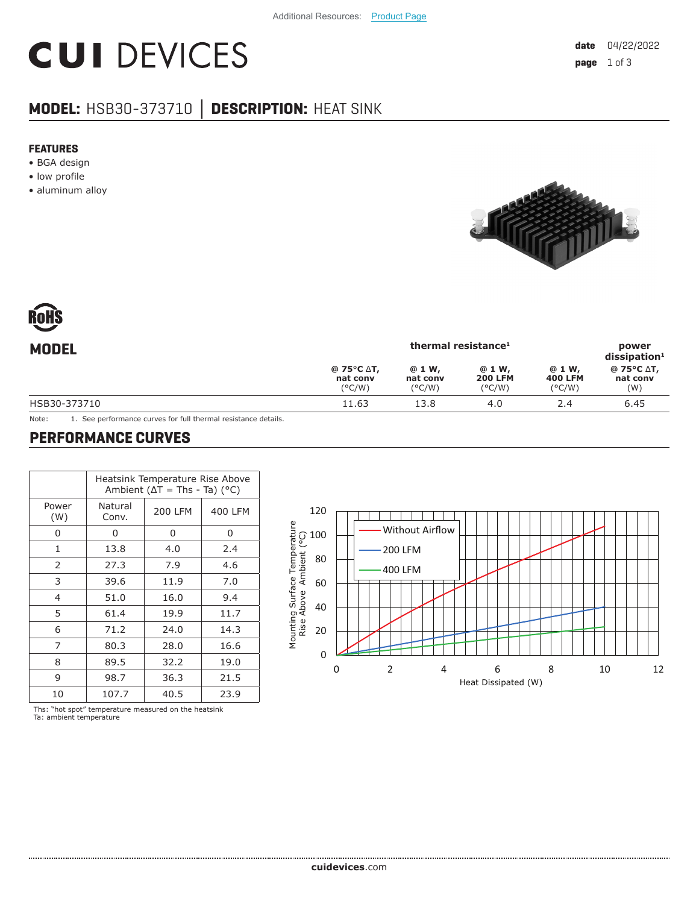Additional Resources: Product Page

# CUI DEVICES

**date** 04/22/2022

## MODEL: HSB30-373710 | DESCRIPTION: HEAT SINK

### FEATURES

- BGA design
- low profile
- aluminum alloy

## MODEL

| | thermal resistance[1] | | | | power dissipation[1] |
|---|---|---|---|---|---|
| | @ 75°C ΔT, nat conv (°C/W) | @ 1 W, nat conv (°C/W) | @ 1 W, 200 LFM (°C/W) | @ 1 W, 400 LFM (°C/W) | @ 75°C ΔT, nat conv (W) |
| HSB30-373710 | 11.63 | 13.8 | 4.0 | 2.4 | 6.45 |

Note: 1. See performance curves for full thermal resistance details.

## PERFORMANCE CURVES

| | Heatsink Temperature Rise Above Ambient (ΔT = Ths - Ta) (°C) | | |
|---|---|---|---|
| Power (W) | Natural Conv. | 200 LFM | 400 LFM |
| 0 | 0 | 0 | 0 |
| 1 | 13.8 | 4.0 | 2.4 |
| 2 | 27.3 | 7.9 | 4.6 |
| 3 | 39.6 | 11.9 | 7.0 |
| 4 | 51.0 | 16.0 | 9.4 |
| 5 | 61.4 | 19.9 | 11.7 |
| 6 | 71.2 | 24.0 | 14.3 |
| 7 | 80.3 | 28.0 | 16.6 |
| 8 | 89.5 | 32.2 | 19.0 |
| 9 | 98.7 | 36.3 | 21.5 |
| 10 | 107.7 | 40.5 | 23.9 |

Ths: "hot spot" temperature measured on the heatsink
Ta: ambient temperature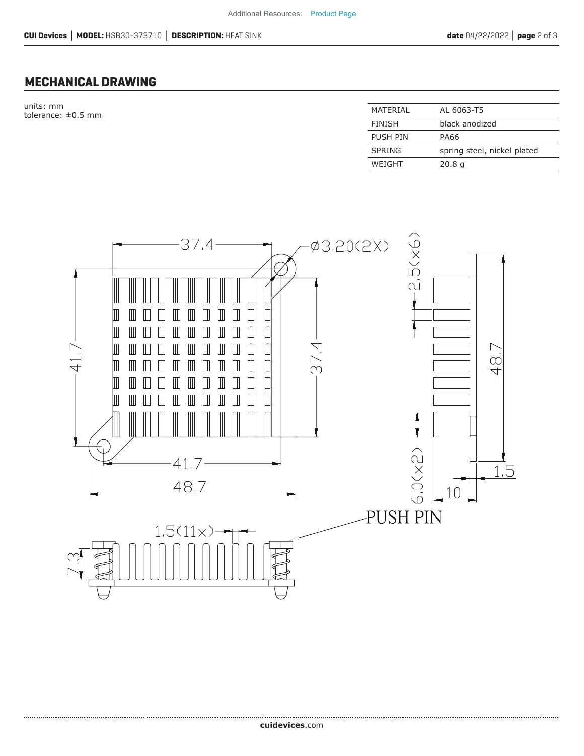## MECHANICAL DRAWING

units: mm
tolerance: ±0.5 mm

| MATERIAL | AL 6063-T5 |
| --- | --- |
| FINISH | black anodized |
| PUSH PIN | PA66 |
| SPRING | spring steel, nickel plated |
| WEIGHT | 20.8 g |

37.4
Ø3.20(2X)
2.5(x6)
41.7
37.4
48.7
41.7
48.7
1.5
10
6.0(x2)
PUSH PIN
1.5(11x)
7.3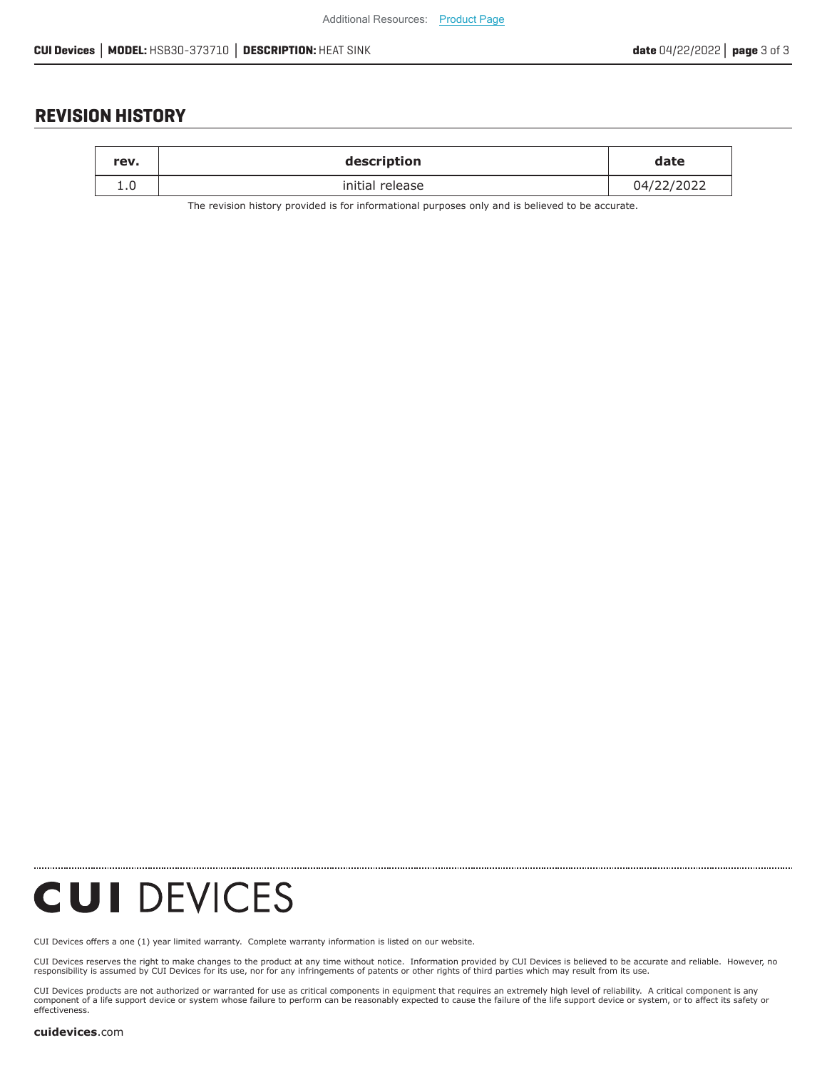## REVISION HISTORY

| rev. | description | date |
| --- | --- | --- |
| 1.0 | initial release | 04/22/2022 |

The revision history provided is for informational purposes only and is believed to be accurate.

**CUI DEVICES**

CUI Devices offers a one (1) year limited warranty. Complete warranty information is listed on our website.

CUI Devices reserves the right to make changes to the product at any time without notice. Information provided by CUI Devices is believed to be accurate and reliable. However, no responsibility is assumed by CUI Devices for its use, nor for any infringements of patents or other rights of third parties which may result from its use.

CUI Devices products are not authorized or warranted for use as critical components in equipment that requires an extremely high level of reliability. A critical component is any component of a life support device or system whose failure to perform can be reasonably expected to cause the failure of the life support device or system, or to affect its safety or effectiveness.

**cuidevices**.com